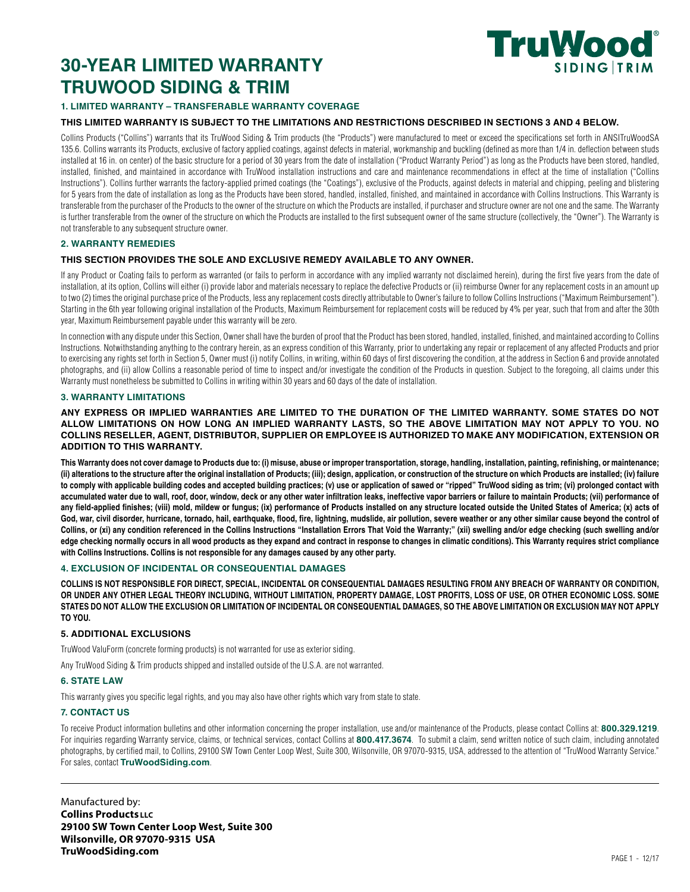# 30-YEAR LIMITED WARRANTY TRUWOOD SIDING & TRIM

TruWood® SIDING | TRIM

## 1. LIMITED WARRANTY – TRANSFERABLE WARRANTY COVERAGE

**THIS LIMITED WARRANTY IS SUBJECT TO THE LIMITATIONS AND RESTRICTIONS DESCRIBED IN SECTIONS 3 AND 4 BELOW.**

Collins Products ("Collins") warrants that its TruWood Siding & Trim products (the "Products") were manufactured to meet or exceed the specifications set forth in ANSITruWoodSA 135.6. Collins warrants its Products, exclusive of factory applied coatings, against defects in material, workmanship and buckling (defined as more than 1/4 in. deflection between studs installed at 16 in. on center) of the basic structure for a period of 30 years from the date of installation ("Product Warranty Period") as long as the Products have been stored, handled, installed, finished, and maintained in accordance with TruWood installation instructions and care and maintenance recommendations in effect at the time of installation ("Collins Instructions"). Collins further warrants the factory-applied primed coatings (the "Coatings"), exclusive of the Products, against defects in material and chipping, peeling and blistering for 5 years from the date of installation as long as the Products have been stored, handled, installed, finished, and maintained in accordance with Collins Instructions. This Warranty is transferable from the purchaser of the Products to the owner of the structure on which the Products are installed, if purchaser and structure owner are not one and the same. The Warranty is further transferable from the owner of the structure on which the Products are installed to the first subsequent owner of the same structure (collectively, the "Owner"). The Warranty is not transferable to any subsequent structure owner.

## 2. WARRANTY REMEDIES

**THIS SECTION PROVIDES THE SOLE AND EXCLUSIVE REMEDY AVAILABLE TO ANY OWNER.**

If any Product or Coating fails to perform as warranted (or fails to perform in accordance with any implied warranty not disclaimed herein), during the first five years from the date of installation, at its option, Collins will either (i) provide labor and materials necessary to replace the defective Products or (ii) reimburse Owner for any replacement costs in an amount up to two (2) times the original purchase price of the Products, less any replacement costs directly attributable to Owner's failure to follow Collins Instructions ("Maximum Reimbursement"). Starting in the 6th year following original installation of the Products, Maximum Reimbursement for replacement costs will be reduced by 4% per year, such that from and after the 30th year, Maximum Reimbursement payable under this warranty will be zero.

In connection with any dispute under this Section, Owner shall have the burden of proof that the Product has been stored, handled, installed, finished, and maintained according to Collins Instructions. Notwithstanding anything to the contrary herein, as an express condition of this Warranty, prior to undertaking any repair or replacement of any affected Products and prior to exercising any rights set forth in Section 5, Owner must (i) notify Collins, in writing, within 60 days of first discovering the condition, at the address in Section 6 and provide annotated photographs, and (ii) allow Collins a reasonable period of time to inspect and/or investigate the condition of the Products in question. Subject to the foregoing, all claims under this Warranty must nonetheless be submitted to Collins in writing within 30 years and 60 days of the date of installation.

## 3. WARRANTY LIMITATIONS

**ANY EXPRESS OR IMPLIED WARRANTIES ARE LIMITED TO THE DURATION OF THE LIMITED WARRANTY. SOME STATES DO NOT ALLOW LIMITATIONS ON HOW LONG AN IMPLIED WARRANTY LASTS, SO THE ABOVE LIMITATION MAY NOT APPLY TO YOU. NO COLLINS RESELLER, AGENT, DISTRIBUTOR, SUPPLIER OR EMPLOYEE IS AUTHORIZED TO MAKE ANY MODIFICATION, EXTENSION OR ADDITION TO THIS WARRANTY.**

**This Warranty does not cover damage to Products due to: (i) misuse, abuse or improper transportation, storage, handling, installation, painting, refinishing, or maintenance; (ii) alterations to the structure after the original installation of Products; (iii); design, application, or construction of the structure on which Products are installed; (iv) failure to comply with applicable building codes and accepted building practices; (v) use or application of sawed or "ripped" TruWood siding as trim; (vi) prolonged contact with accumulated water due to wall, roof, door, window, deck or any other water infiltration leaks, ineffective vapor barriers or failure to maintain Products; (vii) performance of any field-applied finishes; (viii) mold, mildew or fungus; (ix) performance of Products installed on any structure located outside the United States of America; (x) acts of God, war, civil disorder, hurricane, tornado, hail, earthquake, flood, fire, lightning, mudslide, air pollution, severe weather or any other similar cause beyond the control of Collins, or (xi) any condition referenced in the Collins Instructions "Installation Errors That Void the Warranty;" (xii) swelling and/or edge checking (such swelling and/or edge checking normally occurs in all wood products as they expand and contract in response to changes in climatic conditions). This Warranty requires strict compliance with Collins Instructions. Collins is not responsible for any damages caused by any other party.**

## 4. EXCLUSION OF INCIDENTAL OR CONSEQUENTIAL DAMAGES

**COLLINS IS NOT RESPONSIBLE FOR DIRECT, SPECIAL, INCIDENTAL OR CONSEQUENTIAL DAMAGES RESULTING FROM ANY BREACH OF WARRANTY OR CONDITION, OR UNDER ANY OTHER LEGAL THEORY INCLUDING, WITHOUT LIMITATION, PROPERTY DAMAGE, LOST PROFITS, LOSS OF USE, OR OTHER ECONOMIC LOSS. SOME STATES DO NOT ALLOW THE EXCLUSION OR LIMITATION OF INCIDENTAL OR CONSEQUENTIAL DAMAGES, SO THE ABOVE LIMITATION OR EXCLUSION MAY NOT APPLY TO YOU.**

## 5. ADDITIONAL EXCLUSIONS

TruWood ValuForm (concrete forming products) is not warranted for use as exterior siding.

Any TruWood Siding & Trim products shipped and installed outside of the U.S.A. are not warranted.

## 6. STATE LAW

This warranty gives you specific legal rights, and you may also have other rights which vary from state to state.

## 7. CONTACT US

To receive Product information bulletins and other information concerning the proper installation, use and/or maintenance of the Products, please contact Collins at: **800.329.1219**. For inquiries regarding Warranty service, claims, or technical services, contact Collins at **800.417.3674**. To submit a claim, send written notice of such claim, including annotated photographs, by certified mail, to Collins, 29100 SW Town Center Loop West, Suite 300, Wilsonville, OR 97070-9315, USA, addressed to the attention of "TruWood Warranty Service." For sales, contact **TruWoodSiding.com**.

---

Manufactured by:
**Collins Products LLC**
**29100 SW Town Center Loop West, Suite 300**
**Wilsonville, OR 97070-9315 USA**
**TruWoodSiding.com**

PAGE 1 - 12/17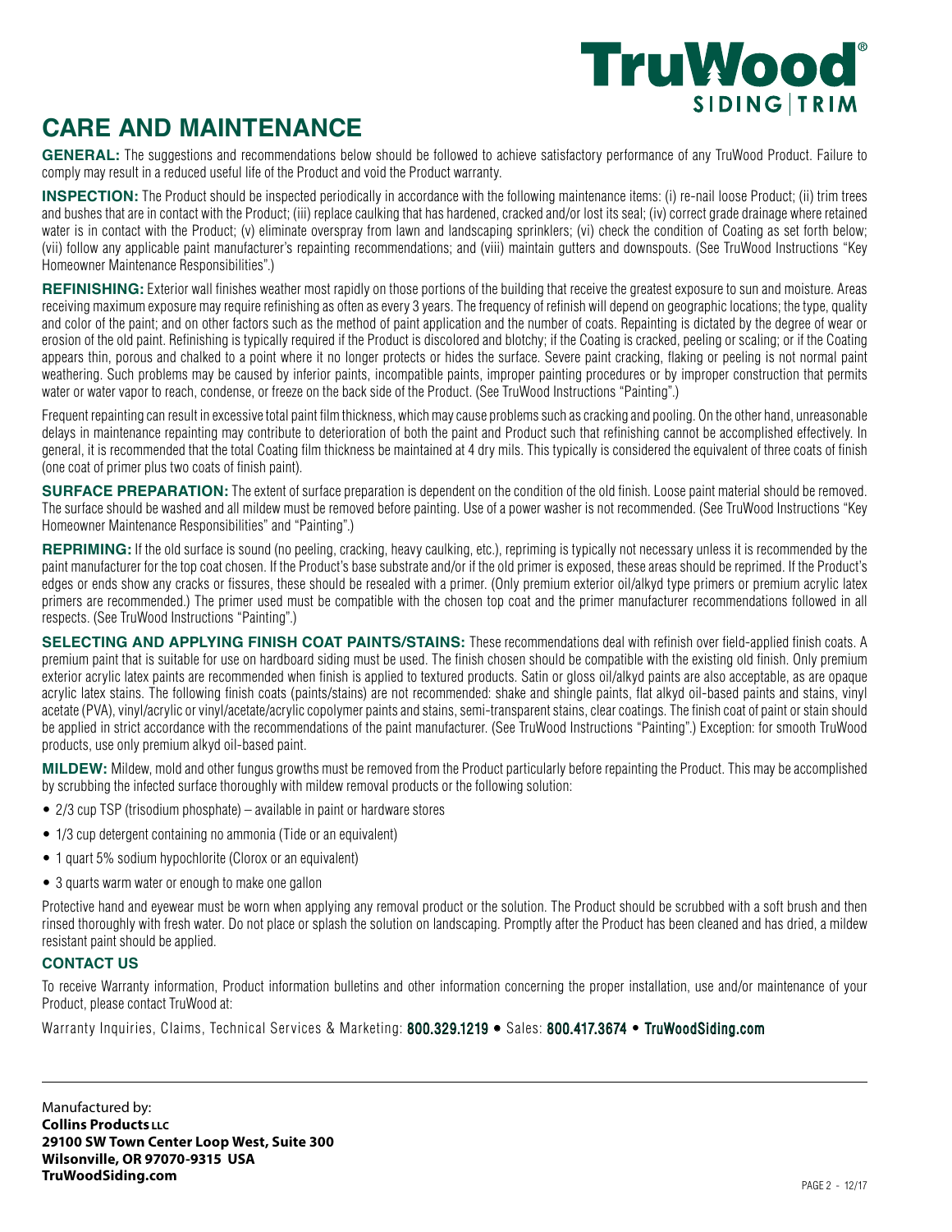TruWood® SIDING | TRIM

# CARE AND MAINTENANCE

**GENERAL:** The suggestions and recommendations below should be followed to achieve satisfactory performance of any TruWood Product. Failure to comply may result in a reduced useful life of the Product and void the Product warranty.

**INSPECTION:** The Product should be inspected periodically in accordance with the following maintenance items: (i) re-nail loose Product; (ii) trim trees and bushes that are in contact with the Product; (iii) replace caulking that has hardened, cracked and/or lost its seal; (iv) correct grade drainage where retained water is in contact with the Product; (v) eliminate overspray from lawn and landscaping sprinklers; (vi) check the condition of Coating as set forth below; (vii) follow any applicable paint manufacturer's repainting recommendations; and (viii) maintain gutters and downspouts. (See TruWood Instructions "Key Homeowner Maintenance Responsibilities".)

**REFINISHING:** Exterior wall finishes weather most rapidly on those portions of the building that receive the greatest exposure to sun and moisture. Areas receiving maximum exposure may require refinishing as often as every 3 years. The frequency of refinish will depend on geographic locations; the type, quality and color of the paint; and on other factors such as the method of paint application and the number of coats. Repainting is dictated by the degree of wear or erosion of the old paint. Refinishing is typically required if the Product is discolored and blotchy; if the Coating is cracked, peeling or scaling; or if the Coating appears thin, porous and chalked to a point where it no longer protects or hides the surface. Severe paint cracking, flaking or peeling is not normal paint weathering. Such problems may be caused by inferior paints, incompatible paints, improper painting procedures or by improper construction that permits water or water vapor to reach, condense, or freeze on the back side of the Product. (See TruWood Instructions "Painting".)

Frequent repainting can result in excessive total paint film thickness, which may cause problems such as cracking and pooling. On the other hand, unreasonable delays in maintenance repainting may contribute to deterioration of both the paint and Product such that refinishing cannot be accomplished effectively. In general, it is recommended that the total Coating film thickness be maintained at 4 dry mils. This typically is considered the equivalent of three coats of finish (one coat of primer plus two coats of finish paint).

**SURFACE PREPARATION:** The extent of surface preparation is dependent on the condition of the old finish. Loose paint material should be removed. The surface should be washed and all mildew must be removed before painting. Use of a power washer is not recommended. (See TruWood Instructions "Key Homeowner Maintenance Responsibilities" and "Painting".)

**REPRIMING:** If the old surface is sound (no peeling, cracking, heavy caulking, etc.), repriming is typically not necessary unless it is recommended by the paint manufacturer for the top coat chosen. If the Product's base substrate and/or if the old primer is exposed, these areas should be reprimed. If the Product's edges or ends show any cracks or fissures, these should be resealed with a primer. (Only premium exterior oil/alkyd type primers or premium acrylic latex primers are recommended.) The primer used must be compatible with the chosen top coat and the primer manufacturer recommendations followed in all respects. (See TruWood Instructions "Painting".)

**SELECTING AND APPLYING FINISH COAT PAINTS/STAINS:** These recommendations deal with refinish over field-applied finish coats. A premium paint that is suitable for use on hardboard siding must be used. The finish chosen should be compatible with the existing old finish. Only premium exterior acrylic latex paints are recommended when finish is applied to textured products. Satin or gloss oil/alkyd paints are also acceptable, as are opaque acrylic latex stains. The following finish coats (paints/stains) are not recommended: shake and shingle paints, flat alkyd oil-based paints and stains, vinyl acetate (PVA), vinyl/acrylic or vinyl/acetate/acrylic copolymer paints and stains, semi-transparent stains, clear coatings. The finish coat of paint or stain should be applied in strict accordance with the recommendations of the paint manufacturer. (See TruWood Instructions "Painting".) Exception: for smooth TruWood products, use only premium alkyd oil-based paint.

**MILDEW:** Mildew, mold and other fungus growths must be removed from the Product particularly before repainting the Product. This may be accomplished by scrubbing the infected surface thoroughly with mildew removal products or the following solution:

- 2/3 cup TSP (trisodium phosphate) – available in paint or hardware stores
- 1/3 cup detergent containing no ammonia (Tide or an equivalent)
- 1 quart 5% sodium hypochlorite (Clorox or an equivalent)
- 3 quarts warm water or enough to make one gallon

Protective hand and eyewear must be worn when applying any removal product or the solution. The Product should be scrubbed with a soft brush and then rinsed thoroughly with fresh water. Do not place or splash the solution on landscaping. Promptly after the Product has been cleaned and has dried, a mildew resistant paint should be applied.

### CONTACT US

To receive Warranty information, Product information bulletins and other information concerning the proper installation, use and/or maintenance of your Product, please contact TruWood at:

Warranty Inquiries, Claims, Technical Services & Marketing: **800.329.1219** • Sales: **800.417.3674** • **TruWoodSiding.com**

---

Manufactured by:
**Collins Products LLC**
**29100 SW Town Center Loop West, Suite 300**
**Wilsonville, OR 97070-9315 USA**
**TruWoodSiding.com**

PAGE 2 - 12/17